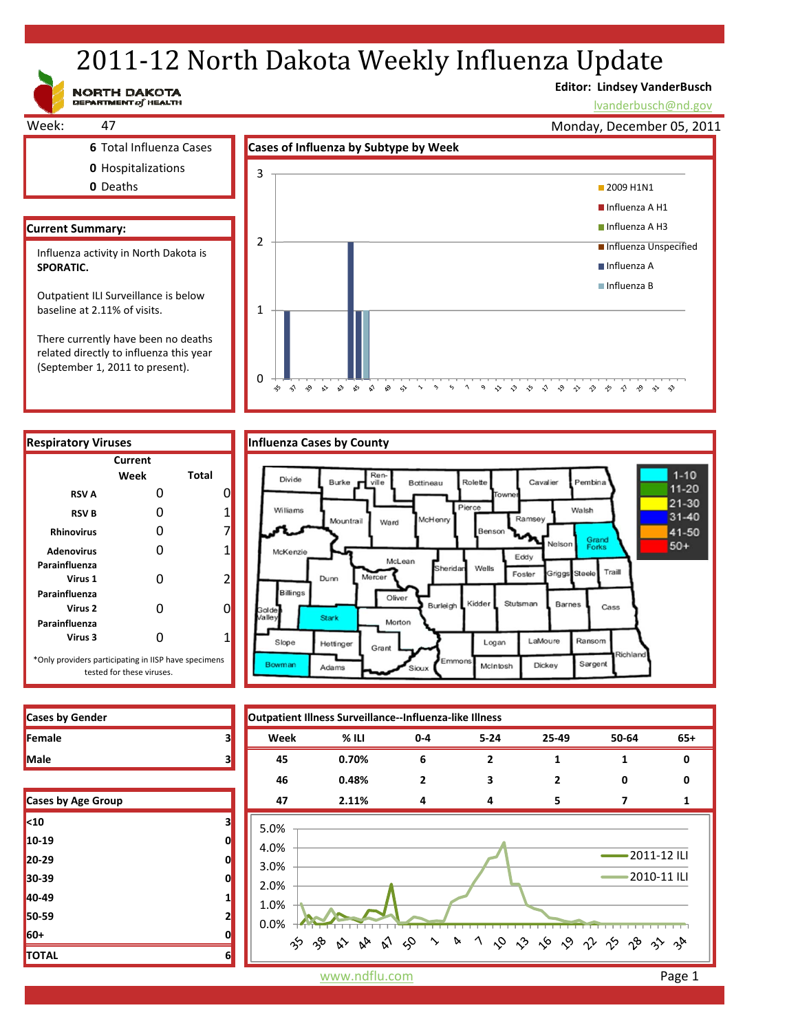# 2011-12 North Dakota Weekly Influenza Update

NORTH DAKOTA DEPARTMENT of HEALTH

**Editor: Lindsey VanderBusch**
lvanderbusch@nd.gov

Week: 47

Monday, December 05, 2011

**6** Total Influenza Cases
**0** Hospitalizations
**0** Deaths

## Current Summary:

Influenza activity in North Dakota is **SPORATIC.**

Outpatient ILI Surveillance is below baseline at 2.11% of visits.

There currently have been no deaths related directly to influenza this year (September 1, 2011 to present).

## Cases of Influenza by Subtype by Week

Legend: 2009 H1N1; Influenza A H1; Influenza A H3; Influenza Unspecified; Influenza A; Influenza B

## Respiratory Viruses

| | Current Week | Total |
|---|---|---|
| RSV A | 0 | 0 |
| RSV B | 0 | 1 |
| Rhinovirus | 0 | 7 |
| Adenovirus | 0 | 1 |
| Parainfluenza Virus 1 | 0 | 2 |
| Parainfluenza Virus 2 | 0 | 0 |
| Parainfluenza Virus 3 | 0 | 1 |

*Only providers participating in IISP have specimens tested for these viruses.

## Influenza Cases by County

Legend: 1-10; 11-20; 21-30; 31-40; 41-50; 50+

## Cases by Gender

| | |
|---|---|
| Female | 3 |
| Male | 3 |

## Cases by Age Group

| | |
|---|---|
| <10 | 3 |
| 10-19 | 0 |
| 20-29 | 0 |
| 30-39 | 0 |
| 40-49 | 1 |
| 50-59 | 2 |
| 60+ | 0 |
| TOTAL | 6 |

## Outpatient Illness Surveillance--Influenza-like Illness

| Week | % ILI | 0-4 | 5-24 | 25-49 | 50-64 | 65+ |
|---|---|---|---|---|---|---|
| 45 | 0.70% | 6 | 2 | 1 | 1 | 0 |
| 46 | 0.48% | 2 | 3 | 2 | 0 | 0 |
| 47 | 2.11% | 4 | 4 | 5 | 7 | 1 |

Legend: 2011-12 ILI; 2010-11 ILI

www.ndflu.com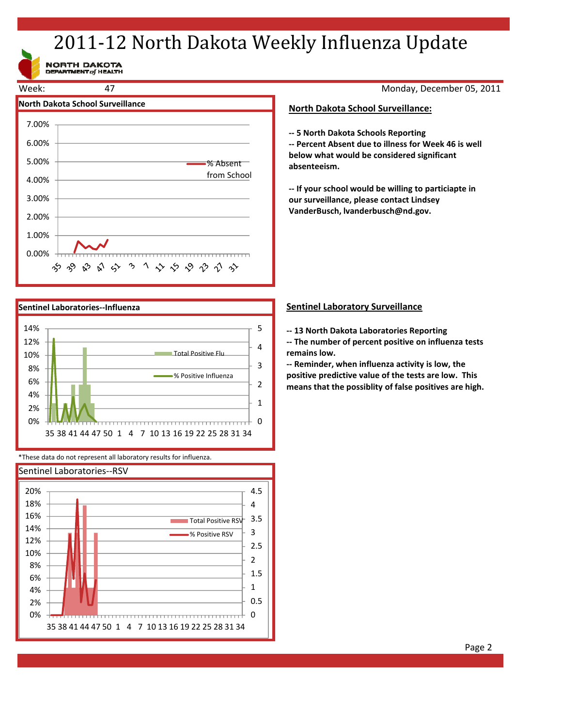# 2011-12 North Dakota Weekly Influenza Update

NORTH DAKOTA DEPARTMENT of HEALTH

Week: 47

Monday, December 05, 2011

**North Dakota School Surveillance**

7.00%
6.00%
5.00%
4.00%
3.00%
2.00%
1.00%
0.00%

35 39 43 47 51 3 7 11 15 19 23 27 31

% Absent from School

## North Dakota School Surveillance:

**-- 5 North Dakota Schools Reporting**

**-- Percent Absent due to illness for Week 46 is well below what would be considered significant absenteeism.**

**-- If your school would be willing to particiapte in our surveillance, please contact Lindsey VanderBusch, lvanderbusch@nd.gov.**

**Sentinel Laboratories--Influenza**

14%
12%
10%
8%
6%
4%
2%
0%

5
4
3
2
1
0

35 38 41 44 47 50 1 4 7 10 13 16 19 22 25 28 31 34

Total Positive Flu

% Positive Influenza

*These data do not represent all laboratory results for influenza.

## Sentinel Laboratory Surveillance

**-- 13 North Dakota Laboratories Reporting**

**-- The number of percent positive on influenza tests remains low.**

**-- Reminder, when influenza activity is low, the positive predictive value of the tests are low. This means that the possiblity of false positives are high.**

Sentinel Laboratories--RSV

20%
18%
16%
14%
12%
10%
8%
6%
4%
2%
0%

4.5
4
3.5
3
2.5
2
1.5
1
0.5
0

35 38 41 44 47 50 1 4 7 10 13 16 19 22 25 28 31 34

Total Positive RSV

% Positive RSV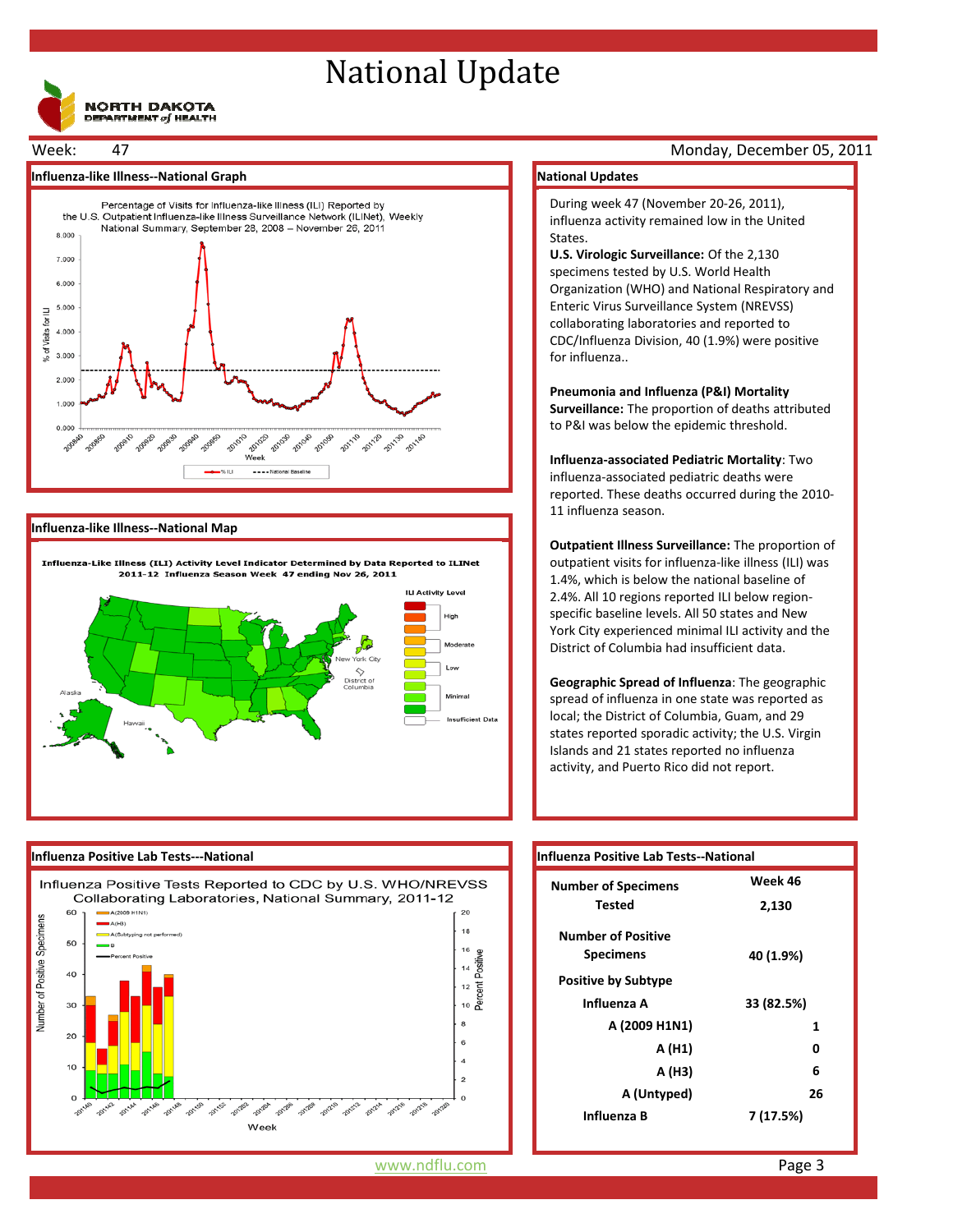# National Update

NORTH DAKOTA DEPARTMENT of HEALTH

Week: 47

Monday, December 05, 2011

## Influenza-like Illness--National Graph

Percentage of Visits for Influenza-like Illness (ILI) Reported by the U.S. Outpatient Influenza-like Illness Surveillance Network (ILINet), Weekly National Summary, September 28, 2008 – November 26, 2011

% of Visits for ILI

8.000
7.000
6.000
5.000
4.000
3.000
2.000
1.000
0.000

200840 200850 200910 200920 200930 200940 200950 201010 201020 201030 201040 201050 201110 201120 201130 201140

Week

% ILI
National Baseline

## Influenza-like Illness--National Map

Influenza-Like Illness (ILI) Activity Level Indicator Determined by Data Reported to ILINet
2011-12 Influenza Season Week 47 ending Nov 26, 2011

ILI Activity Level

High
Moderate
Low
Minimal
Insufficient Data

New York City
District of Columbia
Alaska
Hawaii

## National Updates

During week 47 (November 20-26, 2011), influenza activity remained low in the United States.

**U.S. Virologic Surveillance:** Of the 2,130 specimens tested by U.S. World Health Organization (WHO) and National Respiratory and Enteric Virus Surveillance System (NREVSS) collaborating laboratories and reported to CDC/Influenza Division, 40 (1.9%) were positive for influenza..

**Pneumonia and Influenza (P&I) Mortality Surveillance:** The proportion of deaths attributed to P&I was below the epidemic threshold.

**Influenza-associated Pediatric Mortality**: Two influenza-associated pediatric deaths were reported. These deaths occurred during the 2010-11 influenza season.

**Outpatient Illness Surveillance:** The proportion of outpatient visits for influenza-like illness (ILI) was 1.4%, which is below the national baseline of 2.4%. All 10 regions reported ILI below region-specific baseline levels. All 50 states and New York City experienced minimal ILI activity and the District of Columbia had insufficient data.

**Geographic Spread of Influenza**: The geographic spread of influenza in one state was reported as local; the District of Columbia, Guam, and 29 states reported sporadic activity; the U.S. Virgin Islands and 21 states reported no influenza activity, and Puerto Rico did not report.

## Influenza Positive Lab Tests---National

Influenza Positive Tests Reported to CDC by U.S. WHO/NREVSS Collaborating Laboratories, National Summary, 2011-12

Number of Positive Specimens

A(2009 H1N1)
A(H3)
A(Subtyping not performed)
B
Percent Positive

Percent Positive

60
50
40
30
20
10
0

20
18
16
14
12
10
8
6
4
2
0

201140 201142 201144 201146 201148 201150 201152 201202 201204 201206 201208 201210 201212 201214 201216 201218 201220

Week

## Influenza Positive Lab Tests--National

| | Week 46 |
|---|---|
| Number of Specimens Tested | 2,130 |
| Number of Positive Specimens | 40 (1.9%) |
| Positive by Subtype | |
| Influenza A | 33 (82.5%) |
| A (2009 H1N1) | 1 |
| A (H1) | 0 |
| A (H3) | 6 |
| A (Untyped) | 26 |
| Influenza B | 7 (17.5%) |

www.ndflu.com